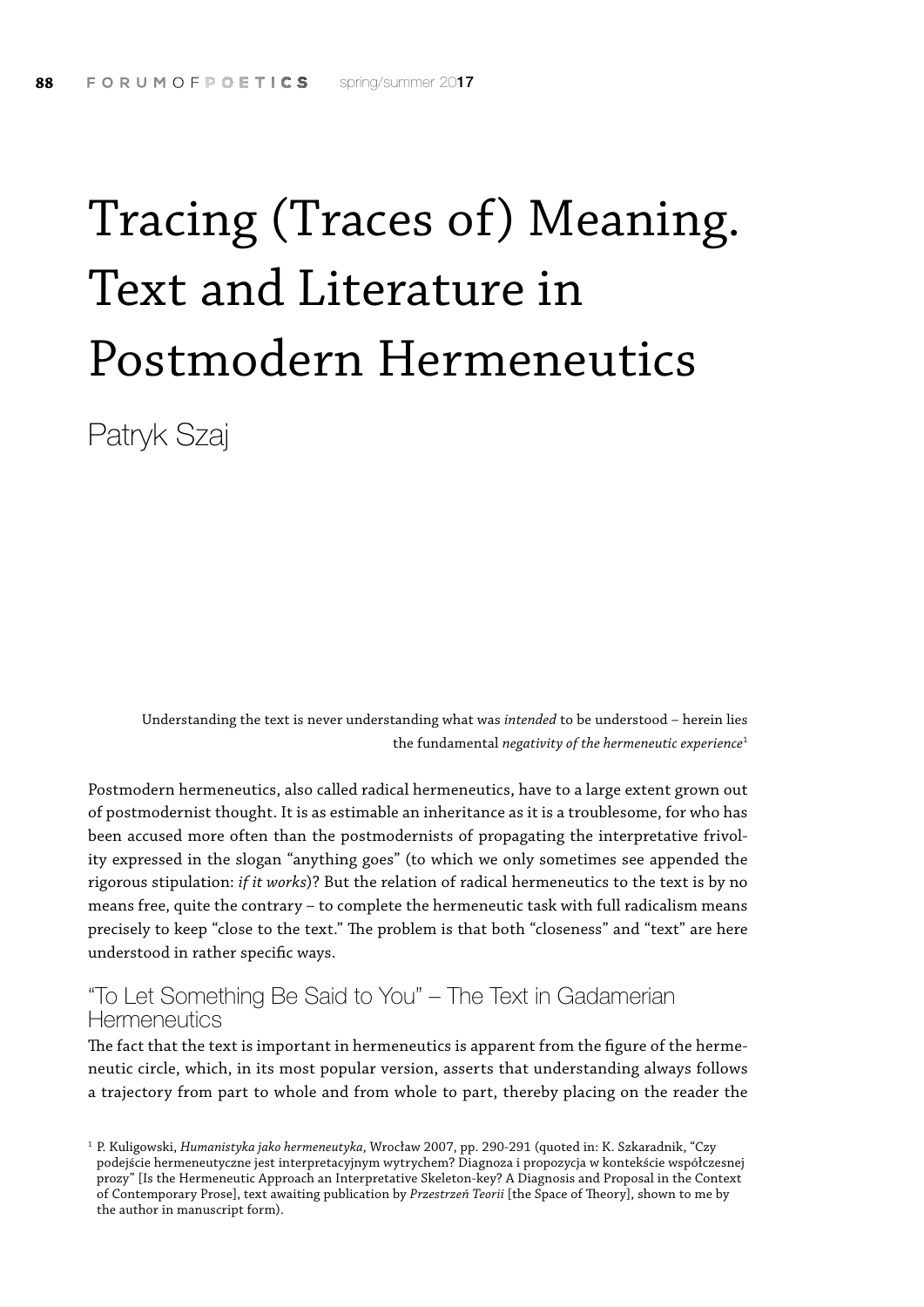# Tracing (Traces of) Meaning. Text and Literature in Postmodern Hermeneutics

Patryk Szaj

> Understanding the text is never understanding what was *intended* to be understood – herein lies the fundamental *negativity of the hermeneutic experience*[1]

Postmodern hermeneutics, also called radical hermeneutics, have to a large extent grown out of postmodernist thought. It is as estimable an inheritance as it is a troublesome, for who has been accused more often than the postmodernists of propagating the interpretative frivolity expressed in the slogan "anything goes" (to which we only sometimes see appended the rigorous stipulation: *if it works*)? But the relation of radical hermeneutics to the text is by no means free, quite the contrary – to complete the hermeneutic task with full radicalism means precisely to keep "close to the text." The problem is that both "closeness" and "text" are here understood in rather specific ways.

## "To Let Something Be Said to You" – The Text in Gadamerian Hermeneutics

The fact that the text is important in hermeneutics is apparent from the figure of the hermeneutic circle, which, in its most popular version, asserts that understanding always follows a trajectory from part to whole and from whole to part, thereby placing on the reader the

[1] P. Kuligowski, *Humanistyka jako hermeneutyka*, Wrocław 2007, pp. 290-291 (quoted in: K. Szkaradnik, "Czy podejście hermeneutyczne jest interpretacyjnym wytrychem? Diagnoza i propozycja w kontekście współczesnej prozy" [Is the Hermeneutic Approach an Interpretative Skeleton-key? A Diagnosis and Proposal in the Context of Contemporary Prose], text awaiting publication by *Przestrzeń Teorii* [the Space of Theory], shown to me by the author in manuscript form).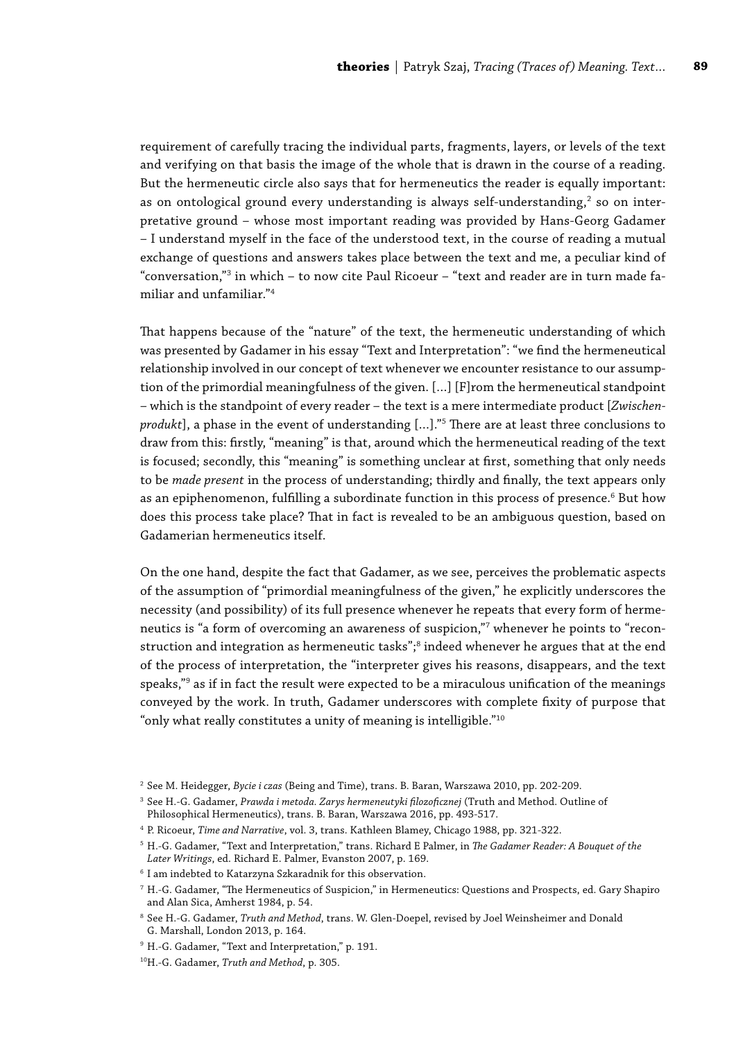requirement of carefully tracing the individual parts, fragments, layers, or levels of the text and verifying on that basis the image of the whole that is drawn in the course of a reading. But the hermeneutic circle also says that for hermeneutics the reader is equally important: as on ontological ground every understanding is always self-understanding,[2] so on interpretative ground – whose most important reading was provided by Hans-Georg Gadamer – I understand myself in the face of the understood text, in the course of reading a mutual exchange of questions and answers takes place between the text and me, a peculiar kind of "conversation,"[3] in which – to now cite Paul Ricoeur – "text and reader are in turn made familiar and unfamiliar."[4]

That happens because of the "nature" of the text, the hermeneutic understanding of which was presented by Gadamer in his essay "Text and Interpretation": "we find the hermeneutical relationship involved in our concept of text whenever we encounter resistance to our assumption of the primordial meaningfulness of the given. [...] [F]rom the hermeneutical standpoint – which is the standpoint of every reader – the text is a mere intermediate product [*Zwischenprodukt*], a phase in the event of understanding [...]."[5] There are at least three conclusions to draw from this: firstly, "meaning" is that, around which the hermeneutical reading of the text is focused; secondly, this "meaning" is something unclear at first, something that only needs to be *made present* in the process of understanding; thirdly and finally, the text appears only as an epiphenomenon, fulfilling a subordinate function in this process of presence.[6] But how does this process take place? That in fact is revealed to be an ambiguous question, based on Gadamerian hermeneutics itself.

On the one hand, despite the fact that Gadamer, as we see, perceives the problematic aspects of the assumption of "primordial meaningfulness of the given," he explicitly underscores the necessity (and possibility) of its full presence whenever he repeats that every form of hermeneutics is "a form of overcoming an awareness of suspicion,"[7] whenever he points to "reconstruction and integration as hermeneutic tasks";[8] indeed whenever he argues that at the end of the process of interpretation, the "interpreter gives his reasons, disappears, and the text speaks,"[9] as if in fact the result were expected to be a miraculous unification of the meanings conveyed by the work. In truth, Gadamer underscores with complete fixity of purpose that "only what really constitutes a unity of meaning is intelligible."[10]

---

[2] See M. Heidegger, *Bycie i czas* (Being and Time), trans. B. Baran, Warszawa 2010, pp. 202-209.

[3] See H.-G. Gadamer, *Prawda i metoda. Zarys hermeneutyki filozoficznej* (Truth and Method. Outline of Philosophical Hermeneutics), trans. B. Baran, Warszawa 2016, pp. 493-517.

[4] P. Ricoeur, *Time and Narrative*, vol. 3, trans. Kathleen Blamey, Chicago 1988, pp. 321-322.

[5] H.-G. Gadamer, "Text and Interpretation," trans. Richard E Palmer, in *The Gadamer Reader: A Bouquet of the Later Writings*, ed. Richard E. Palmer, Evanston 2007, p. 169.

[6] I am indebted to Katarzyna Szkaradnik for this observation.

[7] H.-G. Gadamer, "The Hermeneutics of Suspicion," in Hermeneutics: Questions and Prospects, ed. Gary Shapiro and Alan Sica, Amherst 1984, p. 54.

[8] See H.-G. Gadamer, *Truth and Method*, trans. W. Glen-Doepel, revised by Joel Weinsheimer and Donald G. Marshall, London 2013, p. 164.

[9] H.-G. Gadamer, "Text and Interpretation," p. 191.

[10] H.-G. Gadamer, *Truth and Method*, p. 305.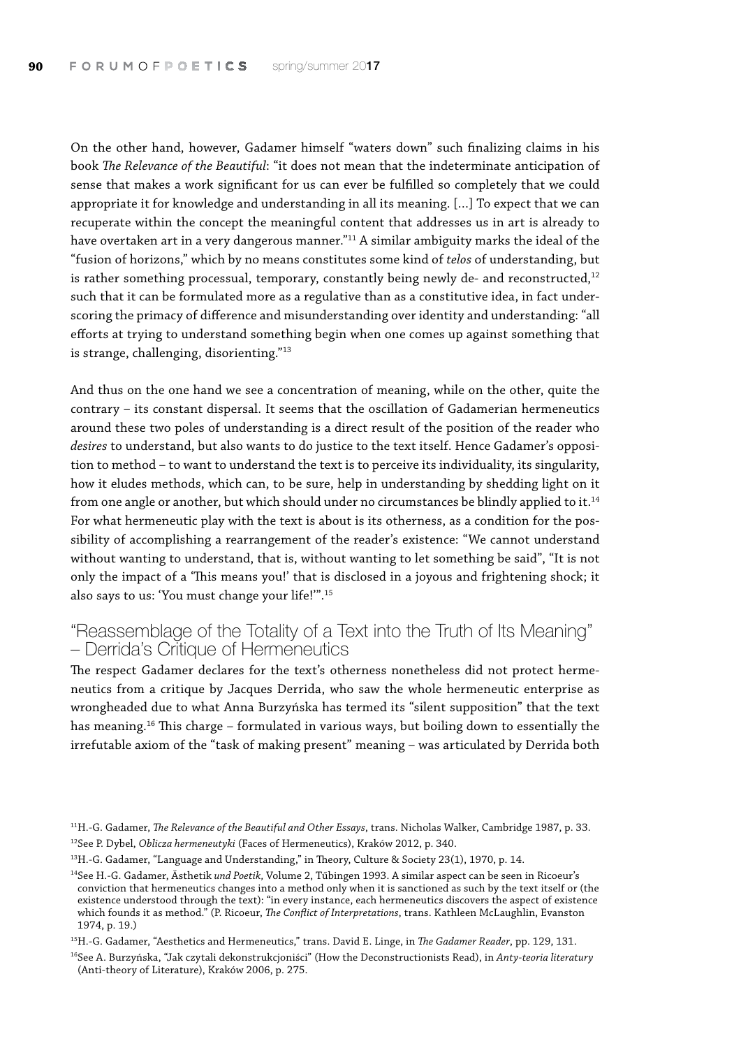On the other hand, however, Gadamer himself "waters down" such finalizing claims in his book *The Relevance of the Beautiful*: "it does not mean that the indeterminate anticipation of sense that makes a work significant for us can ever be fulfilled so completely that we could appropriate it for knowledge and understanding in all its meaning. [...] To expect that we can recuperate within the concept the meaningful content that addresses us in art is already to have overtaken art in a very dangerous manner."[11] A similar ambiguity marks the ideal of the "fusion of horizons," which by no means constitutes some kind of *telos* of understanding, but is rather something processual, temporary, constantly being newly de- and reconstructed,[12] such that it can be formulated more as a regulative than as a constitutive idea, in fact underscoring the primacy of difference and misunderstanding over identity and understanding: "all efforts at trying to understand something begin when one comes up against something that is strange, challenging, disorienting."[13]

And thus on the one hand we see a concentration of meaning, while on the other, quite the contrary – its constant dispersal. It seems that the oscillation of Gadamerian hermeneutics around these two poles of understanding is a direct result of the position of the reader who *desires* to understand, but also wants to do justice to the text itself. Hence Gadamer's opposition to method – to want to understand the text is to perceive its individuality, its singularity, how it eludes methods, which can, to be sure, help in understanding by shedding light on it from one angle or another, but which should under no circumstances be blindly applied to it.[14] For what hermeneutic play with the text is about is its otherness, as a condition for the possibility of accomplishing a rearrangement of the reader's existence: "We cannot understand without wanting to understand, that is, without wanting to let something be said", "It is not only the impact of a 'This means you!' that is disclosed in a joyous and frightening shock; it also says to us: 'You must change your life!'".[15]

## "Reassemblage of the Totality of a Text into the Truth of Its Meaning" – Derrida's Critique of Hermeneutics

The respect Gadamer declares for the text's otherness nonetheless did not protect hermeneutics from a critique by Jacques Derrida, who saw the whole hermeneutic enterprise as wrongheaded due to what Anna Burzyńska has termed its "silent supposition" that the text has meaning.[16] This charge – formulated in various ways, but boiling down to essentially the irrefutable axiom of the "task of making present" meaning – was articulated by Derrida both

---

[11] H.-G. Gadamer, *The Relevance of the Beautiful and Other Essays*, trans. Nicholas Walker, Cambridge 1987, p. 33.

[12] See P. Dybel, *Oblicza hermeneutyki* (Faces of Hermeneutics), Kraków 2012, p. 340.

[13] H.-G. Gadamer, "Language and Understanding," in Theory, Culture & Society 23(1), 1970, p. 14.

[14] See H.-G. Gadamer, Ästhetik *und Poetik*, Volume 2, Tűbingen 1993. A similar aspect can be seen in Ricoeur's conviction that hermeneutics changes into a method only when it is sanctioned as such by the text itself or (the existence understood through the text): "in every instance, each hermeneutics discovers the aspect of existence which founds it as method." (P. Ricoeur, *The Conflict of Interpretations*, trans. Kathleen McLaughlin, Evanston 1974, p. 19.)

[15] H.-G. Gadamer, "Aesthetics and Hermeneutics," trans. David E. Linge, in *The Gadamer Reader*, pp. 129, 131.

[16] See A. Burzyńska, "Jak czytali dekonstrukcjoniści" (How the Deconstructionists Read), in *Anty-teoria literatury* (Anti-theory of Literature), Kraków 2006, p. 275.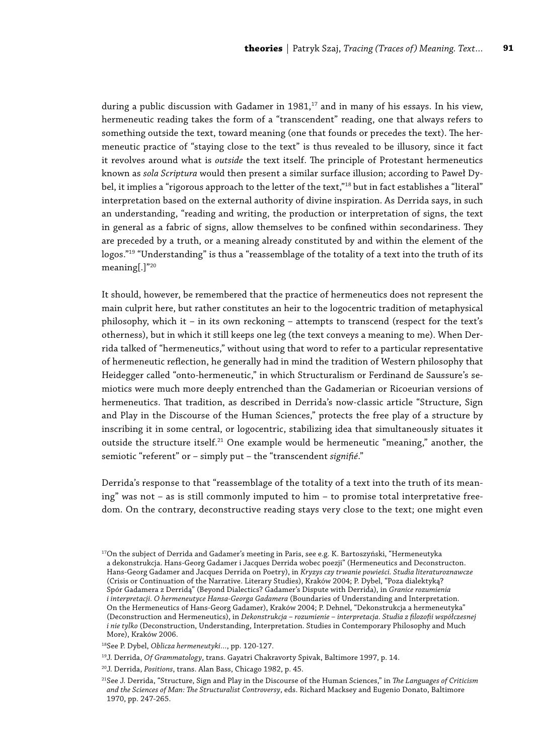during a public discussion with Gadamer in 1981,[17] and in many of his essays. In his view, hermeneutic reading takes the form of a "transcendent" reading, one that always refers to something outside the text, toward meaning (one that founds or precedes the text). The hermeneutic practice of "staying close to the text" is thus revealed to be illusory, since it fact it revolves around what is *outside* the text itself. The principle of Protestant hermeneutics known as *sola Scriptura* would then present a similar surface illusion; according to Paweł Dybel, it implies a "rigorous approach to the letter of the text,"[18] but in fact establishes a "literal" interpretation based on the external authority of divine inspiration. As Derrida says, in such an understanding, "reading and writing, the production or interpretation of signs, the text in general as a fabric of signs, allow themselves to be confined within secondariness. They are preceded by a truth, or a meaning already constituted by and within the element of the logos."[19] "Understanding" is thus a "reassemblage of the totality of a text into the truth of its meaning[.]"[20]

It should, however, be remembered that the practice of hermeneutics does not represent the main culprit here, but rather constitutes an heir to the logocentric tradition of metaphysical philosophy, which it – in its own reckoning – attempts to transcend (respect for the text's otherness), but in which it still keeps one leg (the text conveys a meaning to me). When Derrida talked of "hermeneutics," without using that word to refer to a particular representative of hermeneutic reflection, he generally had in mind the tradition of Western philosophy that Heidegger called "onto-hermeneutic," in which Structuralism or Ferdinand de Saussure's semiotics were much more deeply entrenched than the Gadamerian or Ricoeurian versions of hermeneutics. That tradition, as described in Derrida's now-classic article "Structure, Sign and Play in the Discourse of the Human Sciences," protects the free play of a structure by inscribing it in some central, or logocentric, stabilizing idea that simultaneously situates it outside the structure itself.[21] One example would be hermeneutic "meaning," another, the semiotic "referent" or – simply put – the "transcendent *signifié*."

Derrida's response to that "reassemblage of the totality of a text into the truth of its meaning" was not – as is still commonly imputed to him – to promise total interpretative freedom. On the contrary, deconstructive reading stays very close to the text; one might even

[17]On the subject of Derrida and Gadamer's meeting in Paris, see e.g. K. Bartoszyński, "Hermeneutyka a dekonstrukcja. Hans-Georg Gadamer i Jacques Derrida wobec poezji" (Hermeneutics and Deconstructon. Hans-Georg Gadamer and Jacques Derrida on Poetry), in *Kryzys czy trwanie powieści. Studia literaturoznawcze* (Crisis or Continuation of the Narrative. Literary Studies), Kraków 2004; P. Dybel, "Poza dialektyką? Spór Gadamera z Derridą" (Beyond Dialectics? Gadamer's Dispute with Derrida), in *Granice rozumienia i interpretacji. O hermeneutyce Hansa-Georga Gadamera* (Boundaries of Understanding and Interpretation. On the Hermeneutics of Hans-Georg Gadamer), Kraków 2004; P. Dehnel, "Dekonstrukcja a hermeneutyka" (Deconstruction and Hermeneutics), in *Dekonstrukcja – rozumienie – interpretacja. Studia z filozofii współczesnej i nie tylko* (Deconstruction, Understanding, Interpretation. Studies in Contemporary Philosophy and Much More), Kraków 2006.

[18]See P. Dybel, *Oblicza hermeneutyki…*, pp. 120-127.

[19]J. Derrida, *Of Grammatology*, trans. Gayatri Chakravorty Spivak, Baltimore 1997, p. 14.

[20]J. Derrida, *Positions*, trans. Alan Bass, Chicago 1982, p. 45.

[21]See J. Derrida, "Structure, Sign and Play in the Discourse of the Human Sciences," in *The Languages of Criticism and the Sciences of Man: The Structuralist Controversy*, eds. Richard Macksey and Eugenio Donato, Baltimore 1970, pp. 247-265.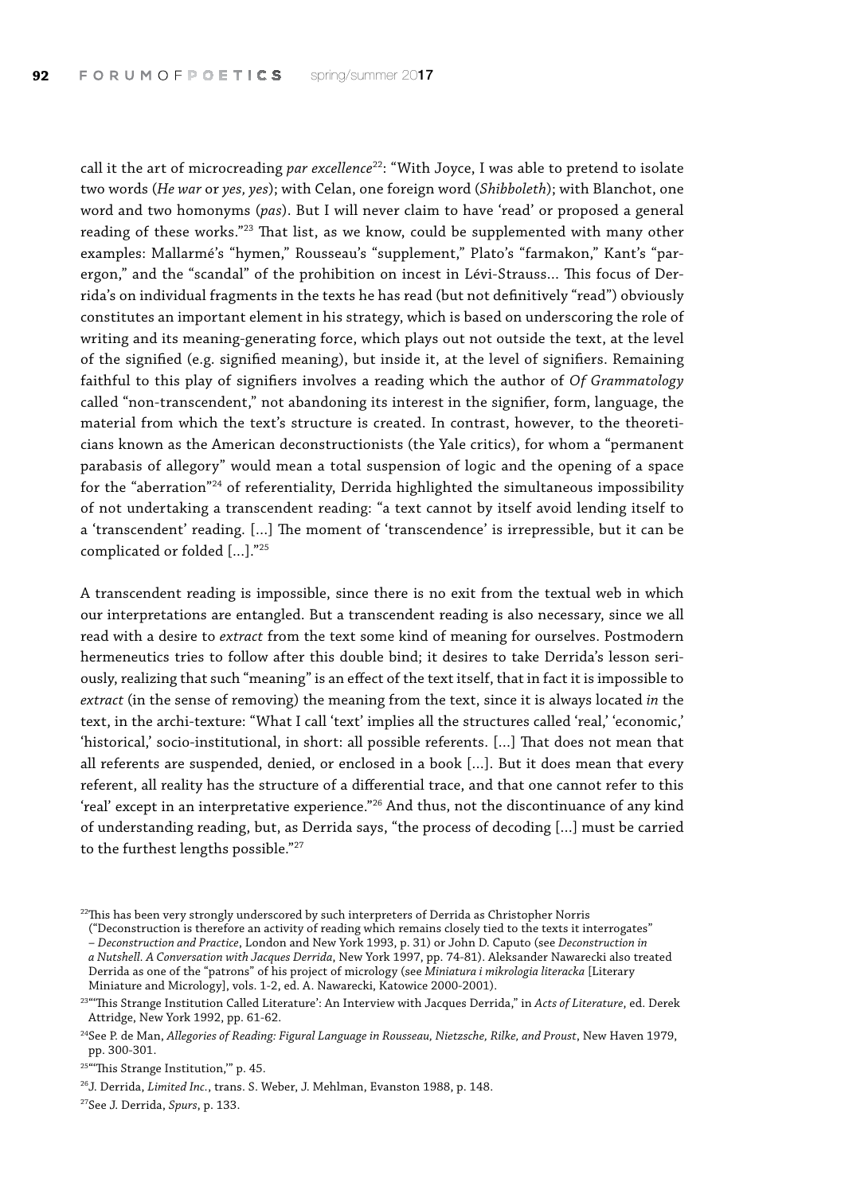call it the art of microcreading *par excellence*[22]: "With Joyce, I was able to pretend to isolate two words (*He war* or *yes, yes*); with Celan, one foreign word (*Shibboleth*); with Blanchot, one word and two homonyms (*pas*). But I will never claim to have 'read' or proposed a general reading of these works."[23] That list, as we know, could be supplemented with many other examples: Mallarmé's "hymen," Rousseau's "supplement," Plato's "farmakon," Kant's "parergon," and the "scandal" of the prohibition on incest in Lévi-Strauss... This focus of Derrida's on individual fragments in the texts he has read (but not definitively "read") obviously constitutes an important element in his strategy, which is based on underscoring the role of writing and its meaning-generating force, which plays out not outside the text, at the level of the signified (e.g. signified meaning), but inside it, at the level of signifiers. Remaining faithful to this play of signifiers involves a reading which the author of *Of Grammatology* called "non-transcendent," not abandoning its interest in the signifier, form, language, the material from which the text's structure is created. In contrast, however, to the theoreticians known as the American deconstructionists (the Yale critics), for whom a "permanent parabasis of allegory" would mean a total suspension of logic and the opening of a space for the "aberration"[24] of referentiality, Derrida highlighted the simultaneous impossibility of not undertaking a transcendent reading: "a text cannot by itself avoid lending itself to a 'transcendent' reading. [...] The moment of 'transcendence' is irrepressible, but it can be complicated or folded [...]."[25]

A transcendent reading is impossible, since there is no exit from the textual web in which our interpretations are entangled. But a transcendent reading is also necessary, since we all read with a desire to *extract* from the text some kind of meaning for ourselves. Postmodern hermeneutics tries to follow after this double bind; it desires to take Derrida's lesson seriously, realizing that such "meaning" is an effect of the text itself, that in fact it is impossible to *extract* (in the sense of removing) the meaning from the text, since it is always located *in* the text, in the archi-texture: "What I call 'text' implies all the structures called 'real,' 'economic,' 'historical,' socio-institutional, in short: all possible referents. [...] That does not mean that all referents are suspended, denied, or enclosed in a book [...]. But it does mean that every referent, all reality has the structure of a differential trace, and that one cannot refer to this 'real' except in an interpretative experience."[26] And thus, not the discontinuance of any kind of understanding reading, but, as Derrida says, "the process of decoding [...] must be carried to the furthest lengths possible."[27]

[22] This has been very strongly underscored by such interpreters of Derrida as Christopher Norris ("Deconstruction is therefore an activity of reading which remains closely tied to the texts it interrogates" – *Deconstruction and Practice*, London and New York 1993, p. 31) or John D. Caputo (see *Deconstruction in a Nutshell. A Conversation with Jacques Derrida*, New York 1997, pp. 74-81). Aleksander Nawarecki also treated Derrida as one of the "patrons" of his project of micrology (see *Miniatura i mikrologia literacka* [Literary Miniature and Micrology], vols. 1-2, ed. A. Nawarecki, Katowice 2000-2001).

[23] "'This Strange Institution Called Literature': An Interview with Jacques Derrida," in *Acts of Literature*, ed. Derek Attridge, New York 1992, pp. 61-62.

[24] See P. de Man, *Allegories of Reading: Figural Language in Rousseau, Nietzsche, Rilke, and Proust*, New Haven 1979, pp. 300-301.

[25] "'This Strange Institution,'" p. 45.

[26] J. Derrida, *Limited Inc.*, trans. S. Weber, J. Mehlman, Evanston 1988, p. 148.

[27] See J. Derrida, *Spurs*, p. 133.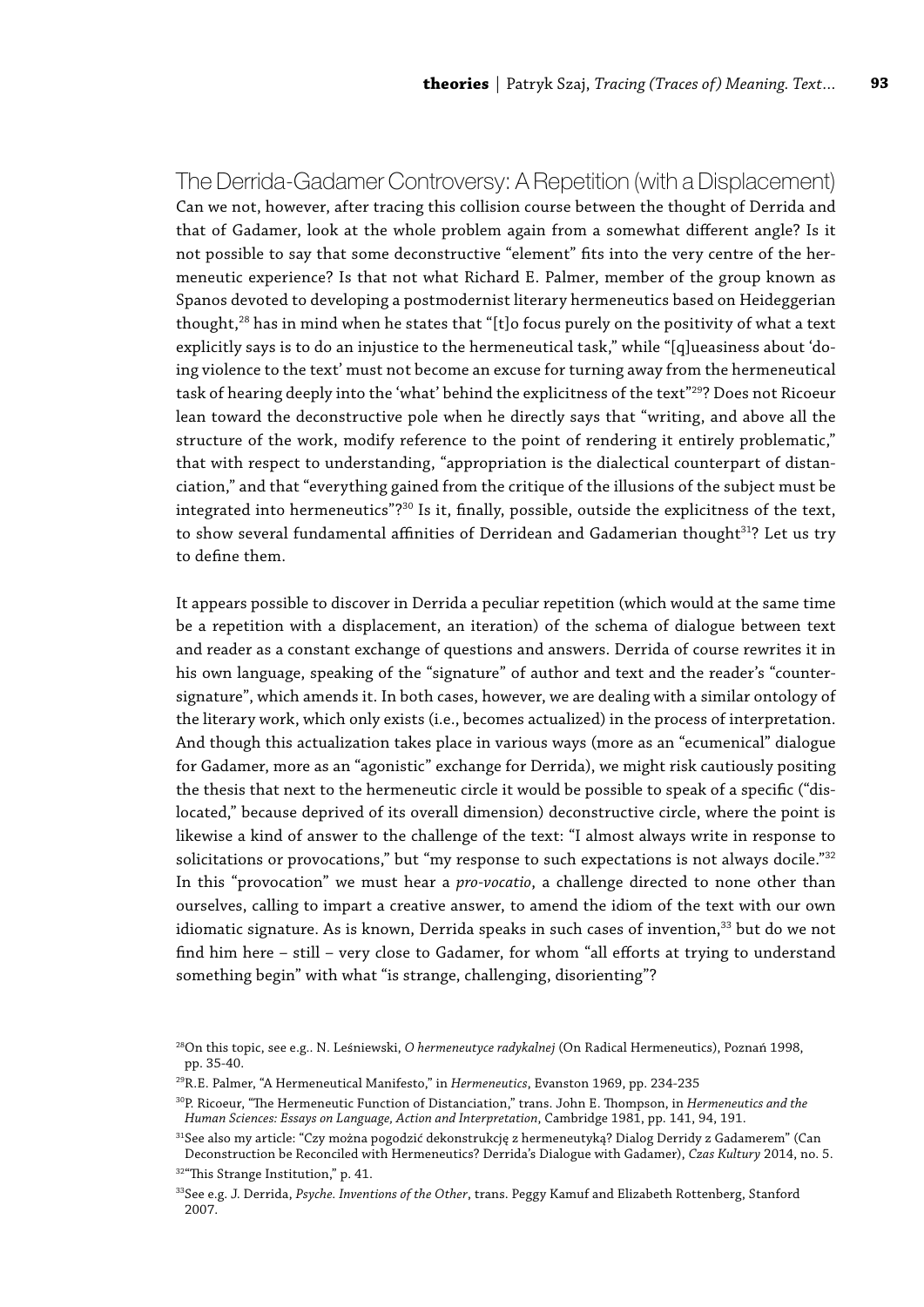## The Derrida-Gadamer Controversy: A Repetition (with a Displacement)

Can we not, however, after tracing this collision course between the thought of Derrida and that of Gadamer, look at the whole problem again from a somewhat different angle? Is it not possible to say that some deconstructive "element" fits into the very centre of the hermeneutic experience? Is that not what Richard E. Palmer, member of the group known as Spanos devoted to developing a postmodernist literary hermeneutics based on Heideggerian thought,[28] has in mind when he states that "[t]o focus purely on the positivity of what a text explicitly says is to do an injustice to the hermeneutical task," while "[q]ueasiness about 'doing violence to the text' must not become an excuse for turning away from the hermeneutical task of hearing deeply into the 'what' behind the explicitness of the text"[29]? Does not Ricoeur lean toward the deconstructive pole when he directly says that "writing, and above all the structure of the work, modify reference to the point of rendering it entirely problematic," that with respect to understanding, "appropriation is the dialectical counterpart of distanciation," and that "everything gained from the critique of the illusions of the subject must be integrated into hermeneutics"?[30] Is it, finally, possible, outside the explicitness of the text, to show several fundamental affinities of Derridean and Gadamerian thought[31]? Let us try to define them.

It appears possible to discover in Derrida a peculiar repetition (which would at the same time be a repetition with a displacement, an iteration) of the schema of dialogue between text and reader as a constant exchange of questions and answers. Derrida of course rewrites it in his own language, speaking of the "signature" of author and text and the reader's "countersignature", which amends it. In both cases, however, we are dealing with a similar ontology of the literary work, which only exists (i.e., becomes actualized) in the process of interpretation. And though this actualization takes place in various ways (more as an "ecumenical" dialogue for Gadamer, more as an "agonistic" exchange for Derrida), we might risk cautiously positing the thesis that next to the hermeneutic circle it would be possible to speak of a specific ("dislocated," because deprived of its overall dimension) deconstructive circle, where the point is likewise a kind of answer to the challenge of the text: "I almost always write in response to solicitations or provocations," but "my response to such expectations is not always docile."[32] In this "provocation" we must hear a *pro-vocatio*, a challenge directed to none other than ourselves, calling to impart a creative answer, to amend the idiom of the text with our own idiomatic signature. As is known, Derrida speaks in such cases of invention,[33] but do we not find him here – still – very close to Gadamer, for whom "all efforts at trying to understand something begin" with what "is strange, challenging, disorienting"?

---

[28] On this topic, see e.g.. N. Leśniewski, *O hermeneutyce radykalnej* (On Radical Hermeneutics), Poznań 1998, pp. 35-40.

[29] R.E. Palmer, "A Hermeneutical Manifesto," in *Hermeneutics*, Evanston 1969, pp. 234-235

[30] P. Ricoeur, "The Hermeneutic Function of Distanciation," trans. John E. Thompson, in *Hermeneutics and the Human Sciences: Essays on Language, Action and Interpretation*, Cambridge 1981, pp. 141, 94, 191.

[31] See also my article: "Czy można pogodzić dekonstrukcję z hermeneutyką? Dialog Derridy z Gadamerem" (Can Deconstruction be Reconciled with Hermeneutics? Derrida's Dialogue with Gadamer), *Czas Kultury* 2014, no. 5.

[32] "This Strange Institution," p. 41.

[33] See e.g. J. Derrida, *Psyche. Inventions of the Other*, trans. Peggy Kamuf and Elizabeth Rottenberg, Stanford 2007.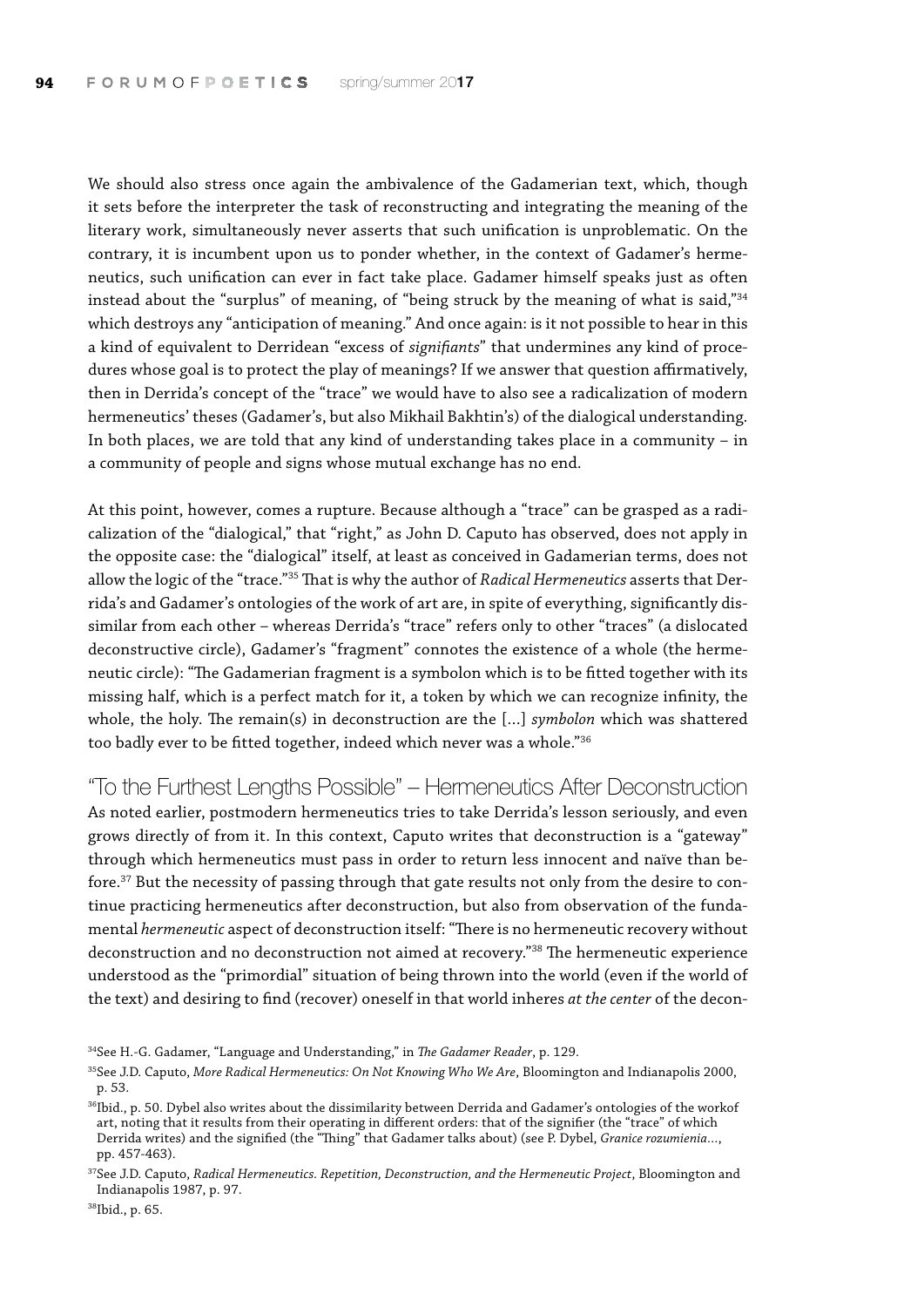We should also stress once again the ambivalence of the Gadamerian text, which, though it sets before the interpreter the task of reconstructing and integrating the meaning of the literary work, simultaneously never asserts that such unification is unproblematic. On the contrary, it is incumbent upon us to ponder whether, in the context of Gadamer's hermeneutics, such unification can ever in fact take place. Gadamer himself speaks just as often instead about the "surplus" of meaning, of "being struck by the meaning of what is said,"[34] which destroys any "anticipation of meaning." And once again: is it not possible to hear in this a kind of equivalent to Derridean "excess of *signifiants*" that undermines any kind of procedures whose goal is to protect the play of meanings? If we answer that question affirmatively, then in Derrida's concept of the "trace" we would have to also see a radicalization of modern hermeneutics' theses (Gadamer's, but also Mikhail Bakhtin's) of the dialogical understanding. In both places, we are told that any kind of understanding takes place in a community – in a community of people and signs whose mutual exchange has no end.

At this point, however, comes a rupture. Because although a "trace" can be grasped as a radicalization of the "dialogical," that "right," as John D. Caputo has observed, does not apply in the opposite case: the "dialogical" itself, at least as conceived in Gadamerian terms, does not allow the logic of the "trace."[35] That is why the author of *Radical Hermeneutics* asserts that Derrida's and Gadamer's ontologies of the work of art are, in spite of everything, significantly dissimilar from each other – whereas Derrida's "trace" refers only to other "traces" (a dislocated deconstructive circle), Gadamer's "fragment" connotes the existence of a whole (the hermeneutic circle): "The Gadamerian fragment is a symbolon which is to be fitted together with its missing half, which is a perfect match for it, a token by which we can recognize infinity, the whole, the holy. The remain(s) in deconstruction are the [...] *symbolon* which was shattered too badly ever to be fitted together, indeed which never was a whole."[36]

## "To the Furthest Lengths Possible" – Hermeneutics After Deconstruction

As noted earlier, postmodern hermeneutics tries to take Derrida's lesson seriously, and even grows directly of from it. In this context, Caputo writes that deconstruction is a "gateway" through which hermeneutics must pass in order to return less innocent and naïve than before.[37] But the necessity of passing through that gate results not only from the desire to continue practicing hermeneutics after deconstruction, but also from observation of the fundamental *hermeneutic* aspect of deconstruction itself: "There is no hermeneutic recovery without deconstruction and no deconstruction not aimed at recovery."[38] The hermeneutic experience understood as the "primordial" situation of being thrown into the world (even if the world of the text) and desiring to find (recover) oneself in that world inheres *at the center* of the decon-

[34] See H.-G. Gadamer, "Language and Understanding," in *The Gadamer Reader*, p. 129.

[35] See J.D. Caputo, *More Radical Hermeneutics: On Not Knowing Who We Are*, Bloomington and Indianapolis 2000, p. 53.

[36] Ibid., p. 50. Dybel also writes about the dissimilarity between Derrida and Gadamer's ontologies of the workof art, noting that it results from their operating in different orders: that of the signifier (the "trace" of which Derrida writes) and the signified (the "Thing" that Gadamer talks about) (see P. Dybel, *Granice rozumienia...*, pp. 457-463).

[37] See J.D. Caputo, *Radical Hermeneutics. Repetition, Deconstruction, and the Hermeneutic Project*, Bloomington and Indianapolis 1987, p. 97.

[38] Ibid., p. 65.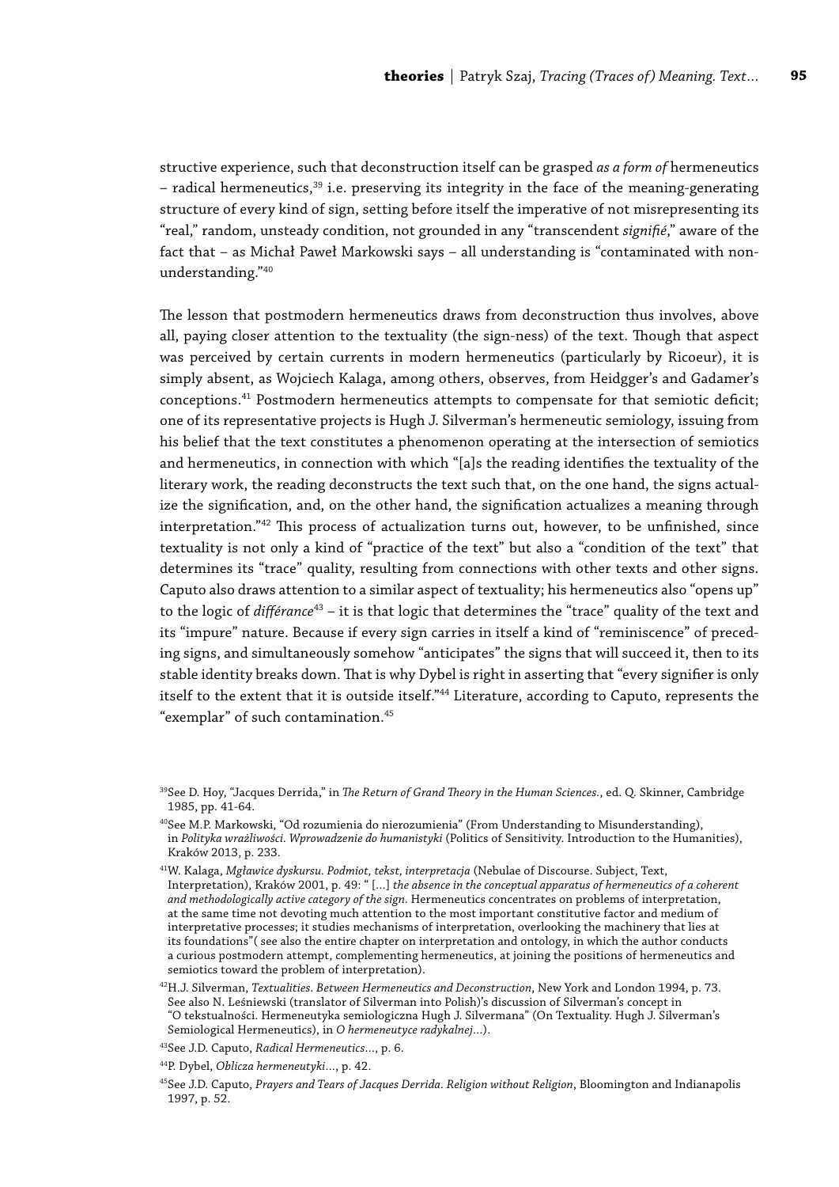structive experience, such that deconstruction itself can be grasped *as a form of* hermeneutics – radical hermeneutics,[39] i.e. preserving its integrity in the face of the meaning-generating structure of every kind of sign, setting before itself the imperative of not misrepresenting its "real," random, unsteady condition, not grounded in any "transcendent *signifié*," aware of the fact that – as Michał Paweł Markowski says – all understanding is "contaminated with non-understanding."[40]

The lesson that postmodern hermeneutics draws from deconstruction thus involves, above all, paying closer attention to the textuality (the sign-ness) of the text. Though that aspect was perceived by certain currents in modern hermeneutics (particularly by Ricoeur), it is simply absent, as Wojciech Kalaga, among others, observes, from Heidgger's and Gadamer's conceptions.[41] Postmodern hermeneutics attempts to compensate for that semiotic deficit; one of its representative projects is Hugh J. Silverman's hermeneutic semiology, issuing from his belief that the text constitutes a phenomenon operating at the intersection of semiotics and hermeneutics, in connection with which "[a]s the reading identifies the textuality of the literary work, the reading deconstructs the text such that, on the one hand, the signs actualize the signification, and, on the other hand, the signification actualizes a meaning through interpretation."[42] This process of actualization turns out, however, to be unfinished, since textuality is not only a kind of "practice of the text" but also a "condition of the text" that determines its "trace" quality, resulting from connections with other texts and other signs. Caputo also draws attention to a similar aspect of textuality; his hermeneutics also "opens up" to the logic of *différance*[43] – it is that logic that determines the "trace" quality of the text and its "impure" nature. Because if every sign carries in itself a kind of "reminiscence" of preceding signs, and simultaneously somehow "anticipates" the signs that will succeed it, then to its stable identity breaks down. That is why Dybel is right in asserting that "every signifier is only itself to the extent that it is outside itself."[44] Literature, according to Caputo, represents the "exemplar" of such contamination.[45]

---

[39] See D. Hoy, "Jacques Derrida," in *The Return of Grand Theory in the Human Sciences.*, ed. Q. Skinner, Cambridge 1985, pp. 41-64.

[40] See M.P. Markowski, "Od rozumienia do nierozumienia" (From Understanding to Misunderstanding), in *Polityka wrażliwości. Wprowadzenie do humanistyki* (Politics of Sensitivity. Introduction to the Humanities), Kraków 2013, p. 233.

[41] W. Kalaga, *Mgławice dyskursu. Podmiot, tekst, interpretacja* (Nebulae of Discourse. Subject, Text, Interpretation), Kraków 2001, p. 49: " [...] *the absence in the conceptual apparatus of hermeneutics of a coherent and methodologically active category of the sign*. Hermeneutics concentrates on problems of interpretation, at the same time not devoting much attention to the most important constitutive factor and medium of interpretative processes; it studies mechanisms of interpretation, overlooking the machinery that lies at its foundations"( see also the entire chapter on interpretation and ontology, in which the author conducts a curious postmodern attempt, complementing hermeneutics, at joining the positions of hermeneutics and semiotics toward the problem of interpretation).

[42] H.J. Silverman, *Textualities. Between Hermeneutics and Deconstruction*, New York and London 1994, p. 73. See also N. Leśniewski (translator of Silverman into Polish)'s discussion of Silverman's concept in "O tekstualności. Hermeneutyka semiologiczna Hugh J. Silvermana" (On Textuality. Hugh J. Silverman's Semiological Hermeneutics), in *O hermeneutyce radykalnej*...).

[43] See J.D. Caputo, *Radical Hermeneutics*..., p. 6.

[44] P. Dybel, *Oblicza hermeneutyki*..., p. 42.

[45] See J.D. Caputo, *Prayers and Tears of Jacques Derrida. Religion without Religion*, Bloomington and Indianapolis 1997, p. 52.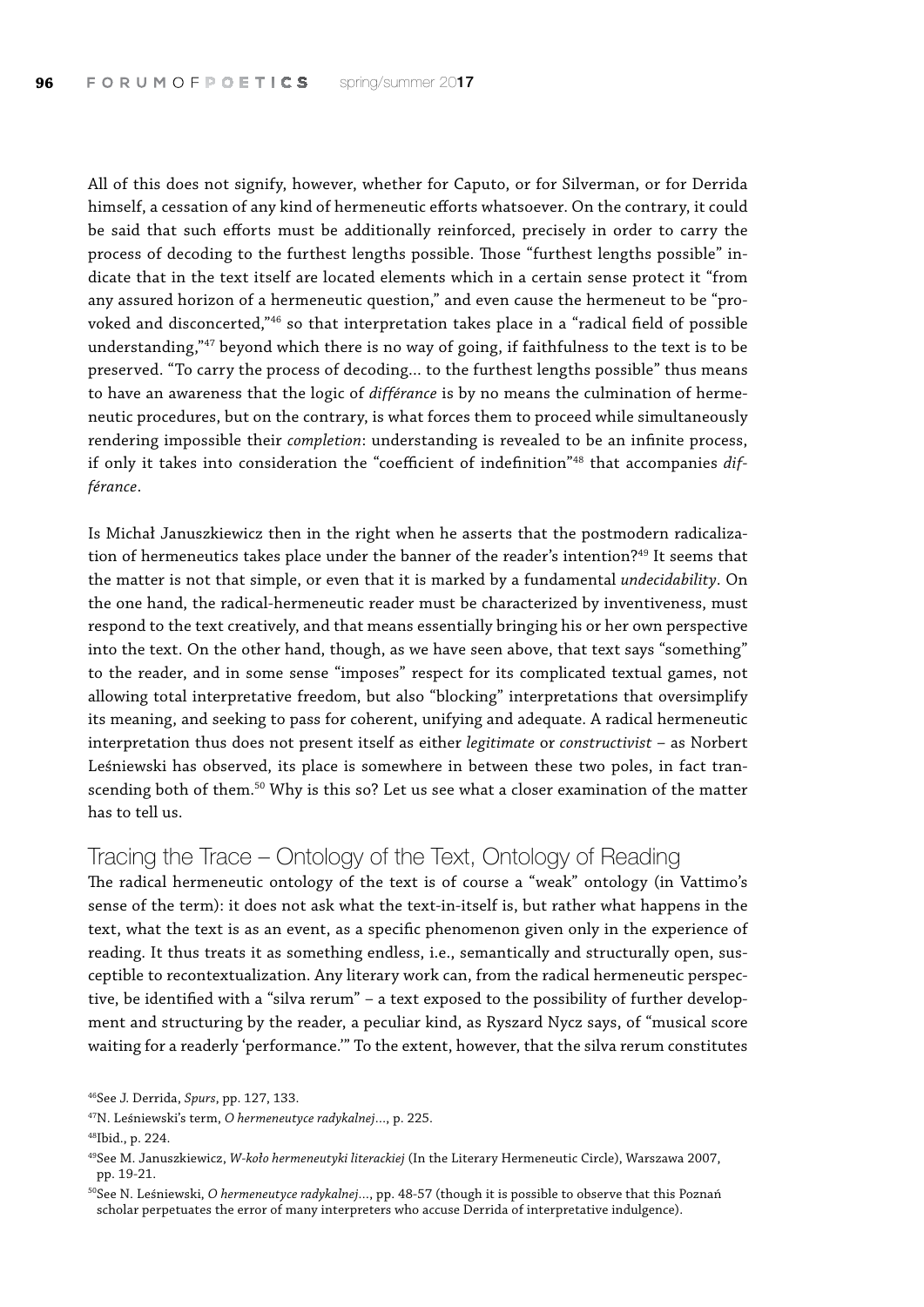All of this does not signify, however, whether for Caputo, or for Silverman, or for Derrida himself, a cessation of any kind of hermeneutic efforts whatsoever. On the contrary, it could be said that such efforts must be additionally reinforced, precisely in order to carry the process of decoding to the furthest lengths possible. Those "furthest lengths possible" indicate that in the text itself are located elements which in a certain sense protect it "from any assured horizon of a hermeneutic question," and even cause the hermeneut to be "provoked and disconcerted,"[46] so that interpretation takes place in a "radical field of possible understanding,"[47] beyond which there is no way of going, if faithfulness to the text is to be preserved. "To carry the process of decoding... to the furthest lengths possible" thus means to have an awareness that the logic of *différance* is by no means the culmination of hermeneutic procedures, but on the contrary, is what forces them to proceed while simultaneously rendering impossible their *completion*: understanding is revealed to be an infinite process, if only it takes into consideration the "coefficient of indefinition"[48] that accompanies *différance*.

Is Michał Januszkiewicz then in the right when he asserts that the postmodern radicalization of hermeneutics takes place under the banner of the reader's intention?[49] It seems that the matter is not that simple, or even that it is marked by a fundamental *undecidability*. On the one hand, the radical-hermeneutic reader must be characterized by inventiveness, must respond to the text creatively, and that means essentially bringing his or her own perspective into the text. On the other hand, though, as we have seen above, that text says "something" to the reader, and in some sense "imposes" respect for its complicated textual games, not allowing total interpretative freedom, but also "blocking" interpretations that oversimplify its meaning, and seeking to pass for coherent, unifying and adequate. A radical hermeneutic interpretation thus does not present itself as either *legitimate* or *constructivist* – as Norbert Leśniewski has observed, its place is somewhere in between these two poles, in fact transcending both of them.[50] Why is this so? Let us see what a closer examination of the matter has to tell us.

## Tracing the Trace – Ontology of the Text, Ontology of Reading

The radical hermeneutic ontology of the text is of course a "weak" ontology (in Vattimo's sense of the term): it does not ask what the text-in-itself is, but rather what happens in the text, what the text is as an event, as a specific phenomenon given only in the experience of reading. It thus treats it as something endless, i.e., semantically and structurally open, susceptible to recontextualization. Any literary work can, from the radical hermeneutic perspective, be identified with a "silva rerum" – a text exposed to the possibility of further development and structuring by the reader, a peculiar kind, as Ryszard Nycz says, of "musical score waiting for a readerly 'performance.'" To the extent, however, that the silva rerum constitutes

[46] See J. Derrida, *Spurs*, pp. 127, 133.

[47] N. Leśniewski's term, *O hermeneutyce radykalnej*..., p. 225.

[48] Ibid., p. 224.

[49] See M. Januszkiewicz, *W-koło hermeneutyki literackiej* (In the Literary Hermeneutic Circle), Warszawa 2007, pp. 19-21.

[50] See N. Leśniewski, *O hermeneutyce radykalnej*..., pp. 48-57 (though it is possible to observe that this Poznań scholar perpetuates the error of many interpreters who accuse Derrida of interpretative indulgence).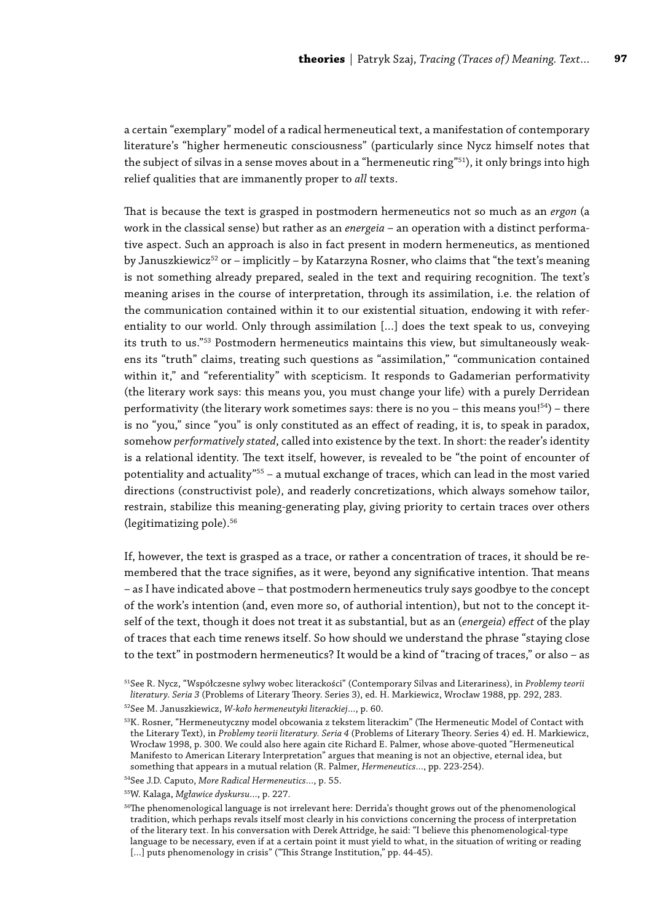a certain "exemplary" model of a radical hermeneutical text, a manifestation of contemporary literature's "higher hermeneutic consciousness" (particularly since Nycz himself notes that the subject of silvas in a sense moves about in a "hermeneutic ring"[51]), it only brings into high relief qualities that are immanently proper to *all* texts.

That is because the text is grasped in postmodern hermeneutics not so much as an *ergon* (a work in the classical sense) but rather as an *energeia* – an operation with a distinct performative aspect. Such an approach is also in fact present in modern hermeneutics, as mentioned by Januszkiewicz[52] or – implicitly – by Katarzyna Rosner, who claims that "the text's meaning is not something already prepared, sealed in the text and requiring recognition. The text's meaning arises in the course of interpretation, through its assimilation, i.e. the relation of the communication contained within it to our existential situation, endowing it with referentiality to our world. Only through assimilation [...] does the text speak to us, conveying its truth to us."[53] Postmodern hermeneutics maintains this view, but simultaneously weakens its "truth" claims, treating such questions as "assimilation," "communication contained within it," and "referentiality" with scepticism. It responds to Gadamerian performativity (the literary work says: this means you, you must change your life) with a purely Derridean performativity (the literary work sometimes says: there is no you – this means you![54]) – there is no "you," since "you" is only constituted as an effect of reading, it is, to speak in paradox, somehow *performatively stated*, called into existence by the text. In short: the reader's identity is a relational identity. The text itself, however, is revealed to be "the point of encounter of potentiality and actuality"[55] – a mutual exchange of traces, which can lead in the most varied directions (constructivist pole), and readerly concretizations, which always somehow tailor, restrain, stabilize this meaning-generating play, giving priority to certain traces over others (legitimatizing pole).[56]

If, however, the text is grasped as a trace, or rather a concentration of traces, it should be remembered that the trace signifies, as it were, beyond any significative intention. That means – as I have indicated above – that postmodern hermeneutics truly says goodbye to the concept of the work's intention (and, even more so, of authorial intention), but not to the concept itself of the text, though it does not treat it as substantial, but as an (*energeia*) *effect* of the play of traces that each time renews itself. So how should we understand the phrase "staying close to the text" in postmodern hermeneutics? It would be a kind of "tracing of traces," or also – as

[51] See R. Nycz, "Współczesne sylwy wobec literackości" (Contemporary Silvas and Literariness), in *Problemy teorii literatury. Seria 3* (Problems of Literary Theory. Series 3), ed. H. Markiewicz, Wrocław 1988, pp. 292, 283.

[52] See M. Januszkiewicz, *W-koło hermeneutyki literackiej*..., p. 60.

[53] K. Rosner, "Hermeneutyczny model obcowania z tekstem literackim" (The Hermeneutic Model of Contact with the Literary Text), in *Problemy teorii literatury. Seria 4* (Problems of Literary Theory. Series 4) ed. H. Markiewicz, Wrocław 1998, p. 300. We could also here again cite Richard E. Palmer, whose above-quoted "Hermeneutical Manifesto to American Literary Interpretation" argues that meaning is not an objective, eternal idea, but something that appears in a mutual relation (R. Palmer, *Hermeneutics*..., pp. 223-254).

[54] See J.D. Caputo, *More Radical Hermeneutics*..., p. 55.

[55] W. Kalaga, *Mgławice dyskursu*..., p. 227.

[56] The phenomenological language is not irrelevant here: Derrida's thought grows out of the phenomenological tradition, which perhaps revals itself most clearly in his convictions concerning the process of interpretation of the literary text. In his conversation with Derek Attridge, he said: "I believe this phenomenological-type language to be necessary, even if at a certain point it must yield to what, in the situation of writing or reading [...] puts phenomenology in crisis" ("This Strange Institution," pp. 44-45).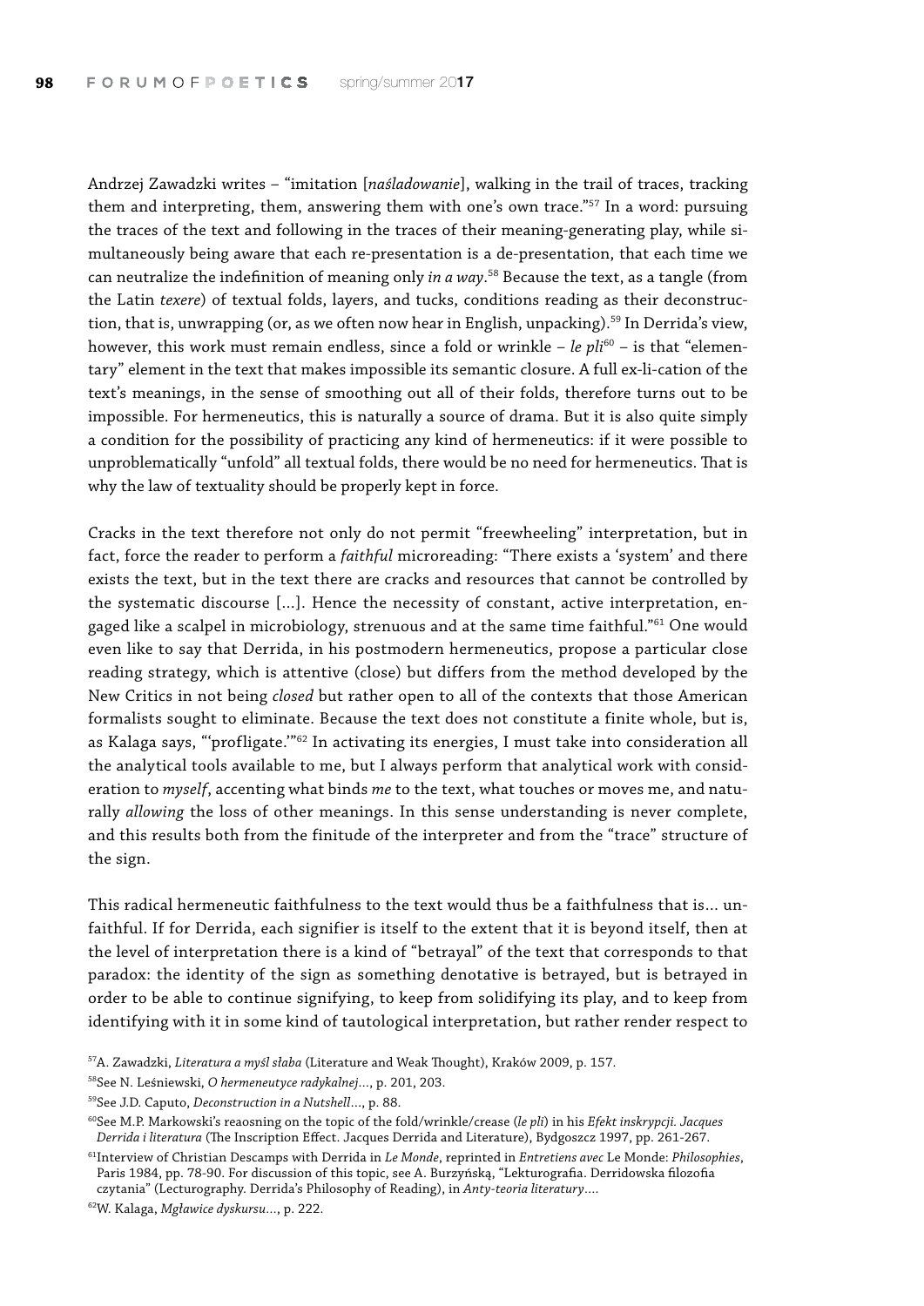Andrzej Zawadzki writes – "imitation [*naśladowanie*], walking in the trail of traces, tracking them and interpreting, them, answering them with one's own trace."[57] In a word: pursuing the traces of the text and following in the traces of their meaning-generating play, while simultaneously being aware that each re-presentation is a de-presentation, that each time we can neutralize the indefinition of meaning only *in a way*.[58] Because the text, as a tangle (from the Latin *texere*) of textual folds, layers, and tucks, conditions reading as their deconstruction, that is, unwrapping (or, as we often now hear in English, unpacking).[59] In Derrida's view, however, this work must remain endless, since a fold or wrinkle – *le pli*[60] – is that "elementary" element in the text that makes impossible its semantic closure. A full ex-li-cation of the text's meanings, in the sense of smoothing out all of their folds, therefore turns out to be impossible. For hermeneutics, this is naturally a source of drama. But it is also quite simply a condition for the possibility of practicing any kind of hermeneutics: if it were possible to unproblematically "unfold" all textual folds, there would be no need for hermeneutics. That is why the law of textuality should be properly kept in force.

Cracks in the text therefore not only do not permit "freewheeling" interpretation, but in fact, force the reader to perform a *faithful* microreading: "There exists a 'system' and there exists the text, but in the text there are cracks and resources that cannot be controlled by the systematic discourse [...]. Hence the necessity of constant, active interpretation, engaged like a scalpel in microbiology, strenuous and at the same time faithful."[61] One would even like to say that Derrida, in his postmodern hermeneutics, propose a particular close reading strategy, which is attentive (close) but differs from the method developed by the New Critics in not being *closed* but rather open to all of the contexts that those American formalists sought to eliminate. Because the text does not constitute a finite whole, but is, as Kalaga says, "'profligate.'"[62] In activating its energies, I must take into consideration all the analytical tools available to me, but I always perform that analytical work with consideration to *myself*, accenting what binds *me* to the text, what touches or moves me, and naturally *allowing* the loss of other meanings. In this sense understanding is never complete, and this results both from the finitude of the interpreter and from the "trace" structure of the sign.

This radical hermeneutic faithfulness to the text would thus be a faithfulness that is... unfaithful. If for Derrida, each signifier is itself to the extent that it is beyond itself, then at the level of interpretation there is a kind of "betrayal" of the text that corresponds to that paradox: the identity of the sign as something denotative is betrayed, but is betrayed in order to be able to continue signifying, to keep from solidifying its play, and to keep from identifying with it in some kind of tautological interpretation, but rather render respect to

[57] A. Zawadzki, *Literatura a myśl słaba* (Literature and Weak Thought), Kraków 2009, p. 157.

[58] See N. Leśniewski, *O hermeneutyce radykalnej*..., p. 201, 203.

[59] See J.D. Caputo, *Deconstruction in a Nutshell*..., p. 88.

[60] See M.P. Markowski's reaosning on the topic of the fold/wrinkle/crease (*le pli*) in his *Efekt inskrypcji. Jacques Derrida i literatura* (The Inscription Effect. Jacques Derrida and Literature), Bydgoszcz 1997, pp. 261-267.

[61] Interview of Christian Descamps with Derrida in *Le Monde*, reprinted in *Entretiens avec* Le Monde: *Philosophies*, Paris 1984, pp. 78-90. For discussion of this topic, see A. Burzyńską, "Lekturografia. Derridowska filozofia czytania" (Lecturography. Derrida's Philosophy of Reading), in *Anty-teoria literatury*....

[62] W. Kalaga, *Mgławice dyskursu*..., p. 222.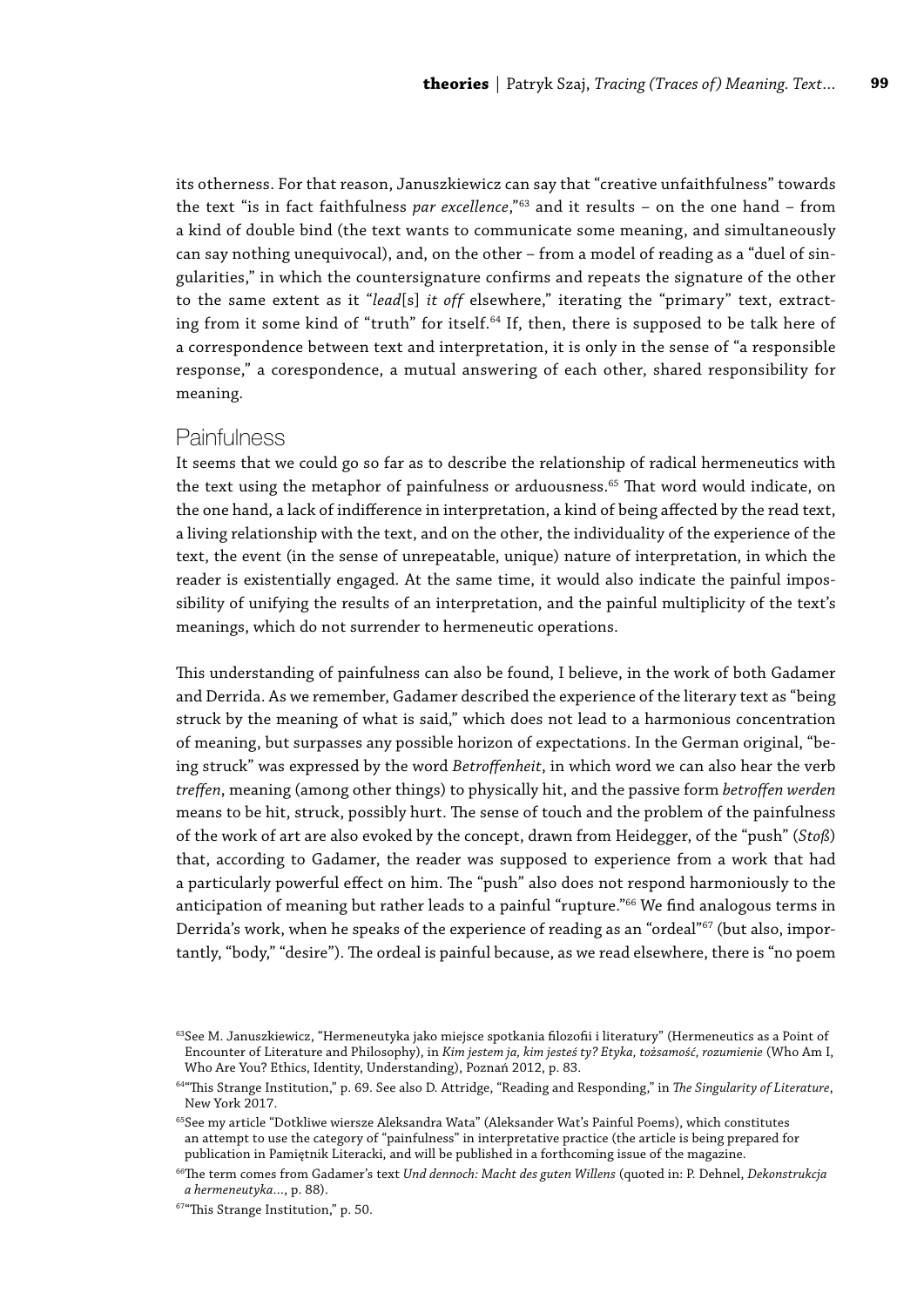its otherness. For that reason, Januszkiewicz can say that "creative unfaithfulness" towards the text "is in fact faithfulness *par excellence*,"[63] and it results – on the one hand – from a kind of double bind (the text wants to communicate some meaning, and simultaneously can say nothing unequivocal), and, on the other – from a model of reading as a "duel of singularities," in which the countersignature confirms and repeats the signature of the other to the same extent as it "*lead*[s] *it off* elsewhere," iterating the "primary" text, extracting from it some kind of "truth" for itself.[64] If, then, there is supposed to be talk here of a correspondence between text and interpretation, it is only in the sense of "a responsible response," a corespondence, a mutual answering of each other, shared responsibility for meaning.

## Painfulness

It seems that we could go so far as to describe the relationship of radical hermeneutics with the text using the metaphor of painfulness or arduousness.[65] That word would indicate, on the one hand, a lack of indifference in interpretation, a kind of being affected by the read text, a living relationship with the text, and on the other, the individuality of the experience of the text, the event (in the sense of unrepeatable, unique) nature of interpretation, in which the reader is existentially engaged. At the same time, it would also indicate the painful impossibility of unifying the results of an interpretation, and the painful multiplicity of the text's meanings, which do not surrender to hermeneutic operations.

This understanding of painfulness can also be found, I believe, in the work of both Gadamer and Derrida. As we remember, Gadamer described the experience of the literary text as "being struck by the meaning of what is said," which does not lead to a harmonious concentration of meaning, but surpasses any possible horizon of expectations. In the German original, "being struck" was expressed by the word *Betroffenheit*, in which word we can also hear the verb *treffen*, meaning (among other things) to physically hit, and the passive form *betroffen werden* means to be hit, struck, possibly hurt. The sense of touch and the problem of the painfulness of the work of art are also evoked by the concept, drawn from Heidegger, of the "push" (*Stoß*) that, according to Gadamer, the reader was supposed to experience from a work that had a particularly powerful effect on him. The "push" also does not respond harmoniously to the anticipation of meaning but rather leads to a painful "rupture."[66] We find analogous terms in Derrida's work, when he speaks of the experience of reading as an "ordeal"[67] (but also, importantly, "body," "desire"). The ordeal is painful because, as we read elsewhere, there is "no poem

[63] See M. Januszkiewicz, "Hermeneutyka jako miejsce spotkania filozofii i literatury" (Hermeneutics as a Point of Encounter of Literature and Philosophy), in *Kim jestem ja, kim jesteś ty? Etyka, tożsamość, rozumienie* (Who Am I, Who Are You? Ethics, Identity, Understanding), Poznań 2012, p. 83.

[64] "This Strange Institution," p. 69. See also D. Attridge, "Reading and Responding," in *The Singularity of Literature*, New York 2017.

[65] See my article "Dotkliwe wiersze Aleksandra Wata" (Aleksander Wat's Painful Poems), which constitutes an attempt to use the category of "painfulness" in interpretative practice (the article is being prepared for publication in Pamiętnik Literacki, and will be published in a forthcoming issue of the magazine.

[66] The term comes from Gadamer's text *Und dennoch: Macht des guten Willens* (quoted in: P. Dehnel, *Dekonstrukcja a hermeneutyka*..., p. 88).

[67] "This Strange Institution," p. 50.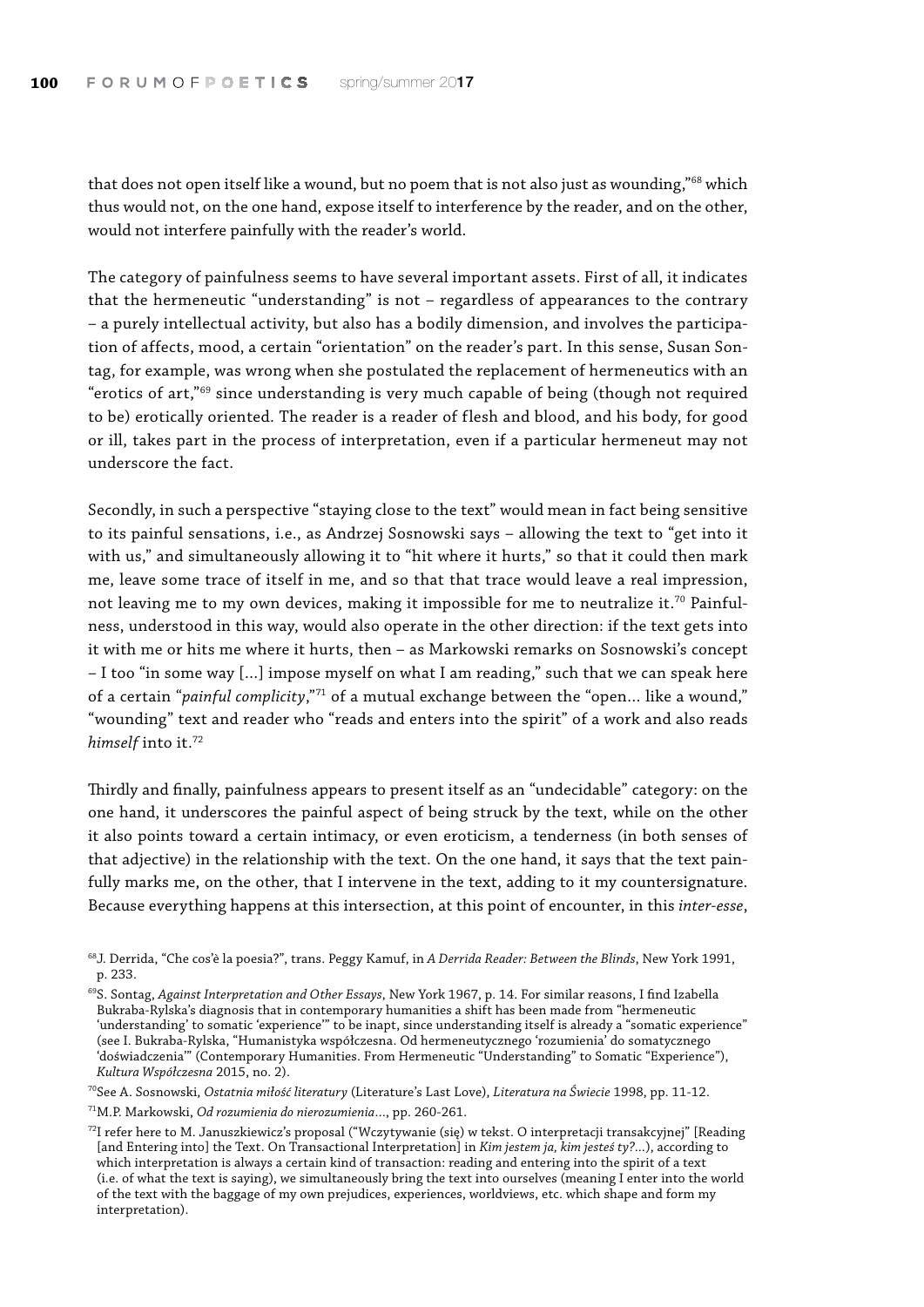that does not open itself like a wound, but no poem that is not also just as wounding,"[68] which thus would not, on the one hand, expose itself to interference by the reader, and on the other, would not interfere painfully with the reader's world.

The category of painfulness seems to have several important assets. First of all, it indicates that the hermeneutic "understanding" is not – regardless of appearances to the contrary – a purely intellectual activity, but also has a bodily dimension, and involves the participation of affects, mood, a certain "orientation" on the reader's part. In this sense, Susan Sontag, for example, was wrong when she postulated the replacement of hermeneutics with an "erotics of art,"[69] since understanding is very much capable of being (though not required to be) erotically oriented. The reader is a reader of flesh and blood, and his body, for good or ill, takes part in the process of interpretation, even if a particular hermeneut may not underscore the fact.

Secondly, in such a perspective "staying close to the text" would mean in fact being sensitive to its painful sensations, i.e., as Andrzej Sosnowski says – allowing the text to "get into it with us," and simultaneously allowing it to "hit where it hurts," so that it could then mark me, leave some trace of itself in me, and so that that trace would leave a real impression, not leaving me to my own devices, making it impossible for me to neutralize it.[70] Painfulness, understood in this way, would also operate in the other direction: if the text gets into it with me or hits me where it hurts, then – as Markowski remarks on Sosnowski's concept – I too "in some way [...] impose myself on what I am reading," such that we can speak here of a certain "*painful complicity*,"[71] of a mutual exchange between the "open... like a wound," "wounding" text and reader who "reads and enters into the spirit" of a work and also reads *himself* into it.[72]

Thirdly and finally, painfulness appears to present itself as an "undecidable" category: on the one hand, it underscores the painful aspect of being struck by the text, while on the other it also points toward a certain intimacy, or even eroticism, a tenderness (in both senses of that adjective) in the relationship with the text. On the one hand, it says that the text painfully marks me, on the other, that I intervene in the text, adding to it my countersignature. Because everything happens at this intersection, at this point of encounter, in this *inter-esse*,

[68] J. Derrida, "Che cos'è la poesia?", trans. Peggy Kamuf, in *A Derrida Reader: Between the Blinds*, New York 1991, p. 233.

[69] S. Sontag, *Against Interpretation and Other Essays*, New York 1967, p. 14. For similar reasons, I find Izabella Bukraba-Rylska's diagnosis that in contemporary humanities a shift has been made from "hermeneutic 'understanding' to somatic 'experience'" to be inapt, since understanding itself is already a "somatic experience" (see I. Bukraba-Rylska, "Humanistyka współczesna. Od hermeneutycznego 'rozumienia' do somatycznego 'doświadczenia'" (Contemporary Humanities. From Hermeneutic "Understanding" to Somatic "Experience"), *Kultura Współczesna* 2015, no. 2).

[70] See A. Sosnowski, *Ostatnia miłość literatury* (Literature's Last Love), *Literatura na Świecie* 1998, pp. 11-12.

[71] M.P. Markowski, *Od rozumienia do nierozumienia*..., pp. 260-261.

[72] I refer here to M. Januszkiewicz's proposal ("Wczytywanie (się) w tekst. O interpretacji transakcyjnej" [Reading [and Entering into] the Text. On Transactional Interpretation] in *Kim jestem ja, kim jesteś ty?*...), according to which interpretation is always a certain kind of transaction: reading and entering into the spirit of a text (i.e. of what the text is saying), we simultaneously bring the text into ourselves (meaning I enter into the world of the text with the baggage of my own prejudices, experiences, worldviews, etc. which shape and form my interpretation).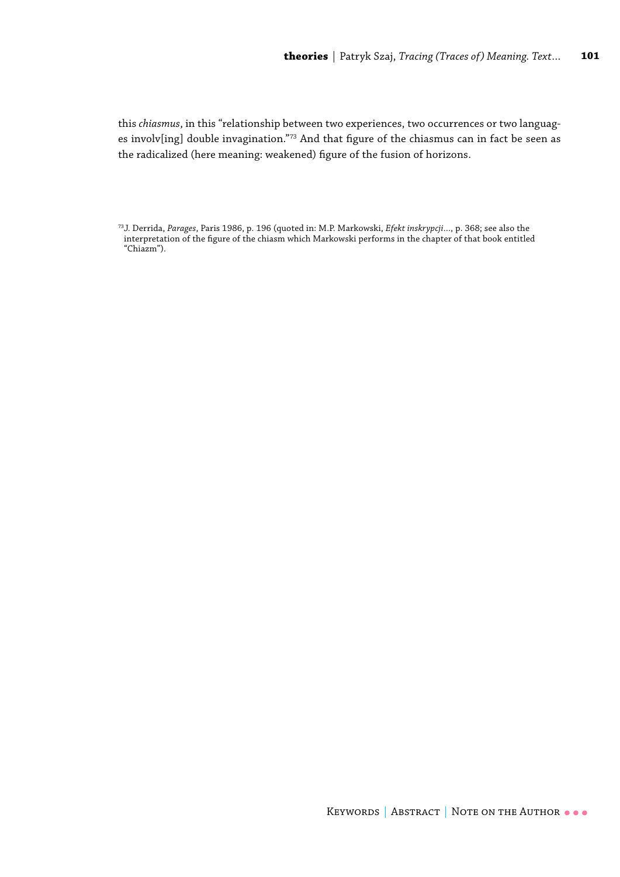this *chiasmus*, in this "relationship between two experiences, two occurrences or two languages involv[ing] double invagination."[73] And that figure of the chiasmus can in fact be seen as the radicalized (here meaning: weakened) figure of the fusion of horizons.

[73] J. Derrida, *Parages*, Paris 1986, p. 196 (quoted in: M.P. Markowski, *Efekt inskrypcji...*, p. 368; see also the interpretation of the figure of the chiasm which Markowski performs in the chapter of that book entitled "Chiazm").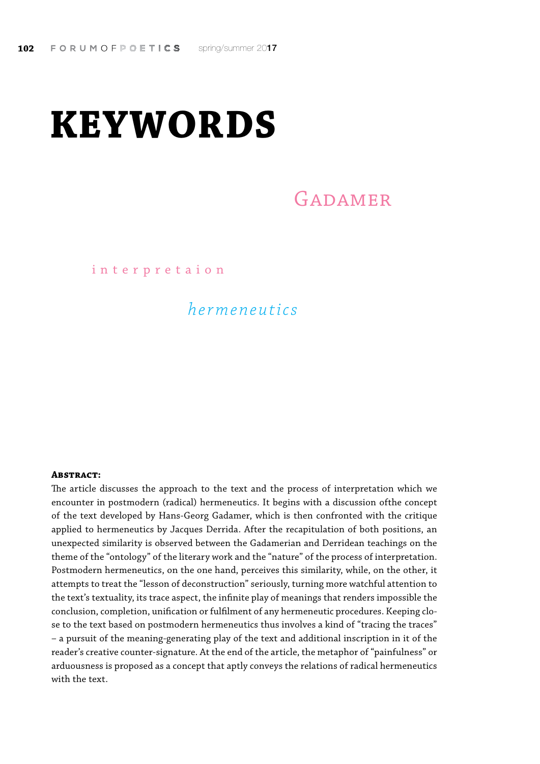# KEYWORDS

Gadamer

interpretaion

*hermeneutics*

**Abstract:**

The article discusses the approach to the text and the process of interpretation which we encounter in postmodern (radical) hermeneutics. It begins with a discussion ofthe concept of the text developed by Hans-Georg Gadamer, which is then confronted with the critique applied to hermeneutics by Jacques Derrida. After the recapitulation of both positions, an unexpected similarity is observed between the Gadamerian and Derridean teachings on the theme of the "ontology" of the literary work and the "nature" of the process of interpretation. Postmodern hermeneutics, on the one hand, perceives this similarity, while, on the other, it attempts to treat the "lesson of deconstruction" seriously, turning more watchful attention to the text's textuality, its trace aspect, the infinite play of meanings that renders impossible the conclusion, completion, unification or fulfilment of any hermeneutic procedures. Keeping close to the text based on postmodern hermeneutics thus involves a kind of "tracing the traces" – a pursuit of the meaning-generating play of the text and additional inscription in it of the reader's creative counter-signature. At the end of the article, the metaphor of "painfulness" or arduousness is proposed as a concept that aptly conveys the relations of radical hermeneutics with the text.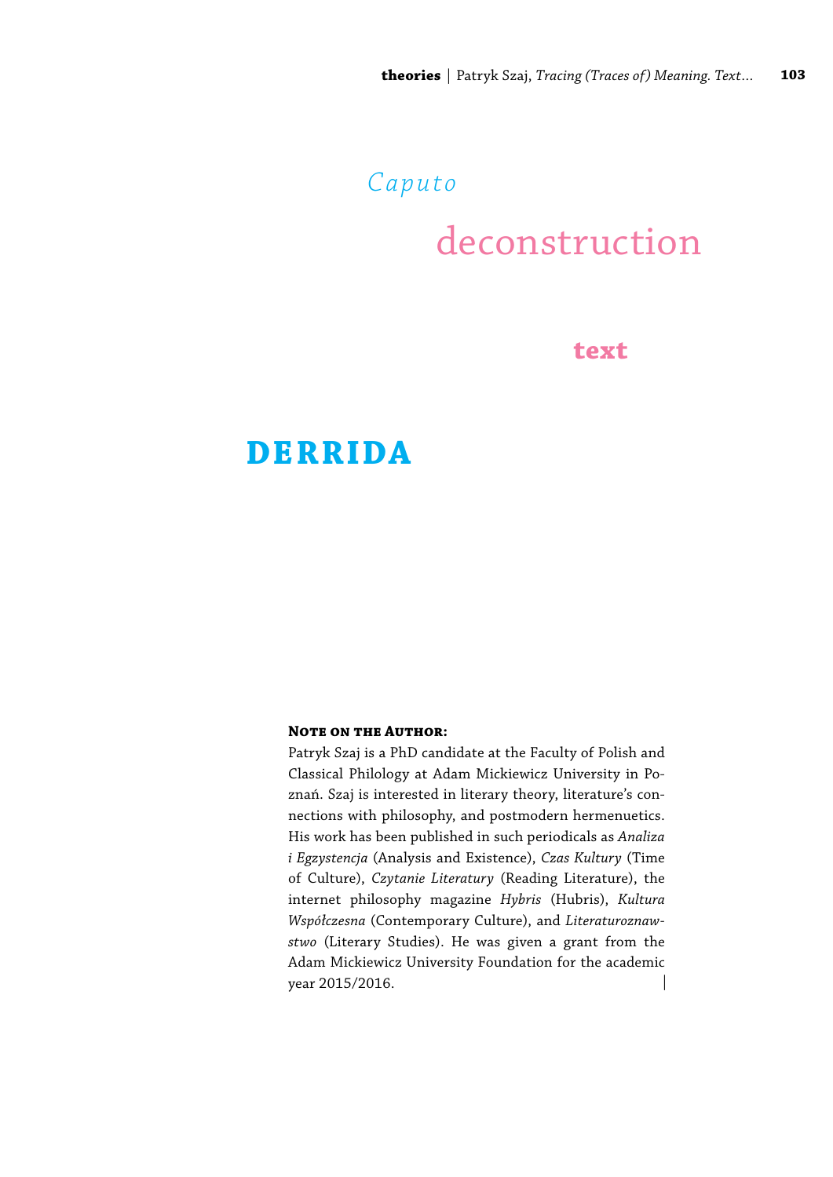*Caputo*

deconstruction

**text**

**DERRIDA**

**Note on the Author:**

Patryk Szaj is a PhD candidate at the Faculty of Polish and Classical Philology at Adam Mickiewicz University in Poznań. Szaj is interested in literary theory, literature's connections with philosophy, and postmodern hermeneutics. His work has been published in such periodicals as *Analiza i Egzystencja* (Analysis and Existence), *Czas Kultury* (Time of Culture), *Czytanie Literatury* (Reading Literature), the internet philosophy magazine *Hybris* (Hubris), *Kultura Współczesna* (Contemporary Culture), and *Literaturoznawstwo* (Literary Studies). He was given a grant from the Adam Mickiewicz University Foundation for the academic year 2015/2016.